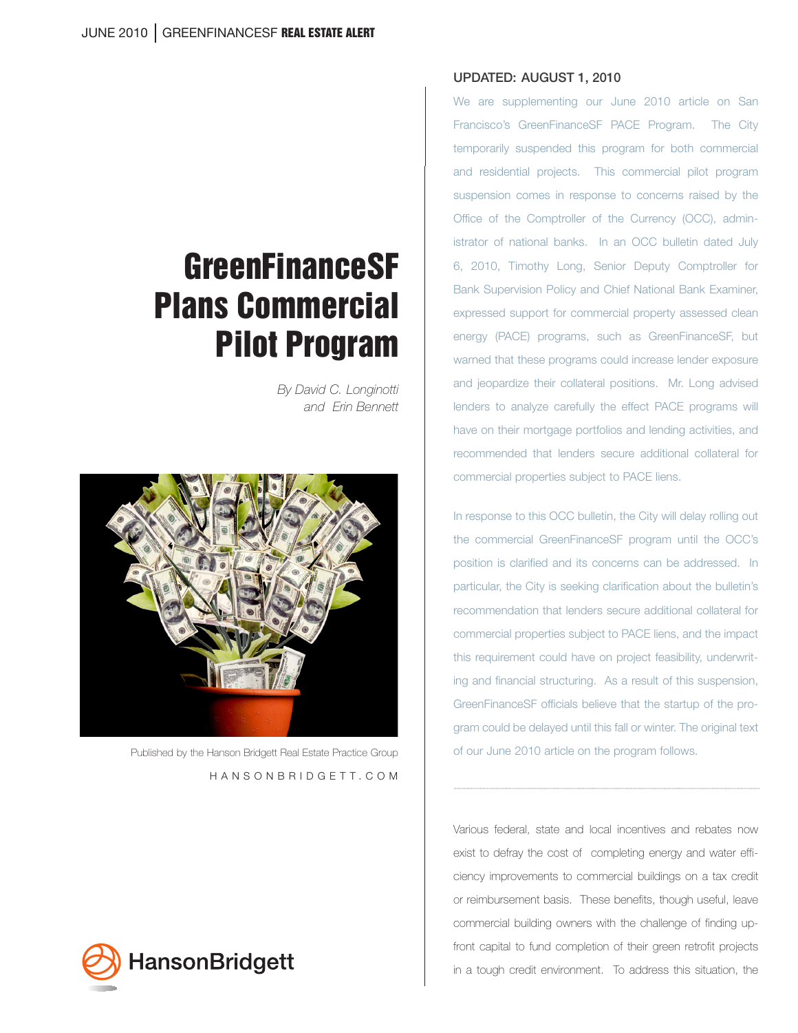# GreenFinanceSF Plans Commercial Pilot Program

*By David C. Longinotti and Erin Bennett*

Published by the Hanson Bridgett Real Estate Practice Group

HANSONBRIDGETT.COM

## UPDATED: AUGUST 1, 2010

We are supplementing our June 2010 article on San Francisco's GreenFinanceSF PACE Program. The City temporarily suspended this program for both commercial and residential projects. This commercial pilot program suspension comes in response to concerns raised by the Office of the Comptroller of the Currency (OCC), administrator of national banks. In an OCC bulletin dated July 6, 2010, Timothy Long, Senior Deputy Comptroller for Bank Supervision Policy and Chief National Bank Examiner, expressed support for commercial property assessed clean energy (PACE) programs, such as GreenFinanceSF, but warned that these programs could increase lender exposure and jeopardize their collateral positions. Mr. Long advised lenders to analyze carefully the effect PACE programs will have on their mortgage portfolios and lending activities, and recommended that lenders secure additional collateral for commercial properties subject to PACE liens.

In response to this OCC bulletin, the City will delay rolling out the commercial GreenFinanceSF program until the OCC's position is clarified and its concerns can be addressed. In particular, the City is seeking clarification about the bulletin's recommendation that lenders secure additional collateral for commercial properties subject to PACE liens, and the impact this requirement could have on project feasibility, underwriting and financial structuring. As a result of this suspension, GreenFinanceSF officials believe that the startup of the program could be delayed until this fall or winter. The original text of our June 2010 article on the program follows.

---

Various federal, state and local incentives and rebates now exist to defray the cost of completing energy and water efficiency improvements to commercial buildings on a tax credit or reimbursement basis. These benefits, though useful, leave commercial building owners with the challenge of finding up-front capital to fund completion of their green retrofit projects in a tough credit environment. To address this situation, the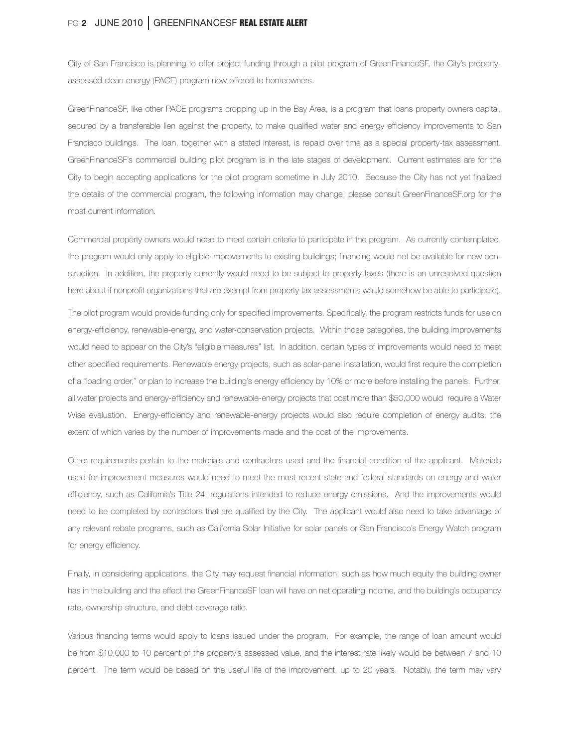City of San Francisco is planning to offer project funding through a pilot program of GreenFinanceSF, the City's property-assessed clean energy (PACE) program now offered to homeowners.

GreenFinanceSF, like other PACE programs cropping up in the Bay Area, is a program that loans property owners capital, secured by a transferable lien against the property, to make qualified water and energy efficiency improvements to San Francisco buildings. The loan, together with a stated interest, is repaid over time as a special property-tax assessment. GreenFinanceSF's commercial building pilot program is in the late stages of development. Current estimates are for the City to begin accepting applications for the pilot program sometime in July 2010. Because the City has not yet finalized the details of the commercial program, the following information may change; please consult GreenFinanceSF.org for the most current information.

Commercial property owners would need to meet certain criteria to participate in the program. As currently contemplated, the program would only apply to eligible improvements to existing buildings; financing would not be available for new construction. In addition, the property currently would need to be subject to property taxes (there is an unresolved question here about if nonprofit organizations that are exempt from property tax assessments would somehow be able to participate).

The pilot program would provide funding only for specified improvements. Specifically, the program restricts funds for use on energy-efficiency, renewable-energy, and water-conservation projects. Within those categories, the building improvements would need to appear on the City's "eligible measures" list. In addition, certain types of improvements would need to meet other specified requirements. Renewable energy projects, such as solar-panel installation, would first require the completion of a "loading order," or plan to increase the building's energy efficiency by 10% or more before installing the panels. Further, all water projects and energy-efficiency and renewable-energy projects that cost more than $50,000 would require a Water Wise evaluation. Energy-efficiency and renewable-energy projects would also require completion of energy audits, the extent of which varies by the number of improvements made and the cost of the improvements.

Other requirements pertain to the materials and contractors used and the financial condition of the applicant. Materials used for improvement measures would need to meet the most recent state and federal standards on energy and water efficiency, such as California's Title 24, regulations intended to reduce energy emissions. And the improvements would need to be completed by contractors that are qualified by the City. The applicant would also need to take advantage of any relevant rebate programs, such as California Solar Initiative for solar panels or San Francisco's Energy Watch program for energy efficiency.

Finally, in considering applications, the City may request financial information, such as how much equity the building owner has in the building and the effect the GreenFinanceSF loan will have on net operating income, and the building's occupancy rate, ownership structure, and debt coverage ratio.

Various financing terms would apply to loans issued under the program. For example, the range of loan amount would be from $10,000 to 10 percent of the property's assessed value, and the interest rate likely would be between 7 and 10 percent. The term would be based on the useful life of the improvement, up to 20 years. Notably, the term may vary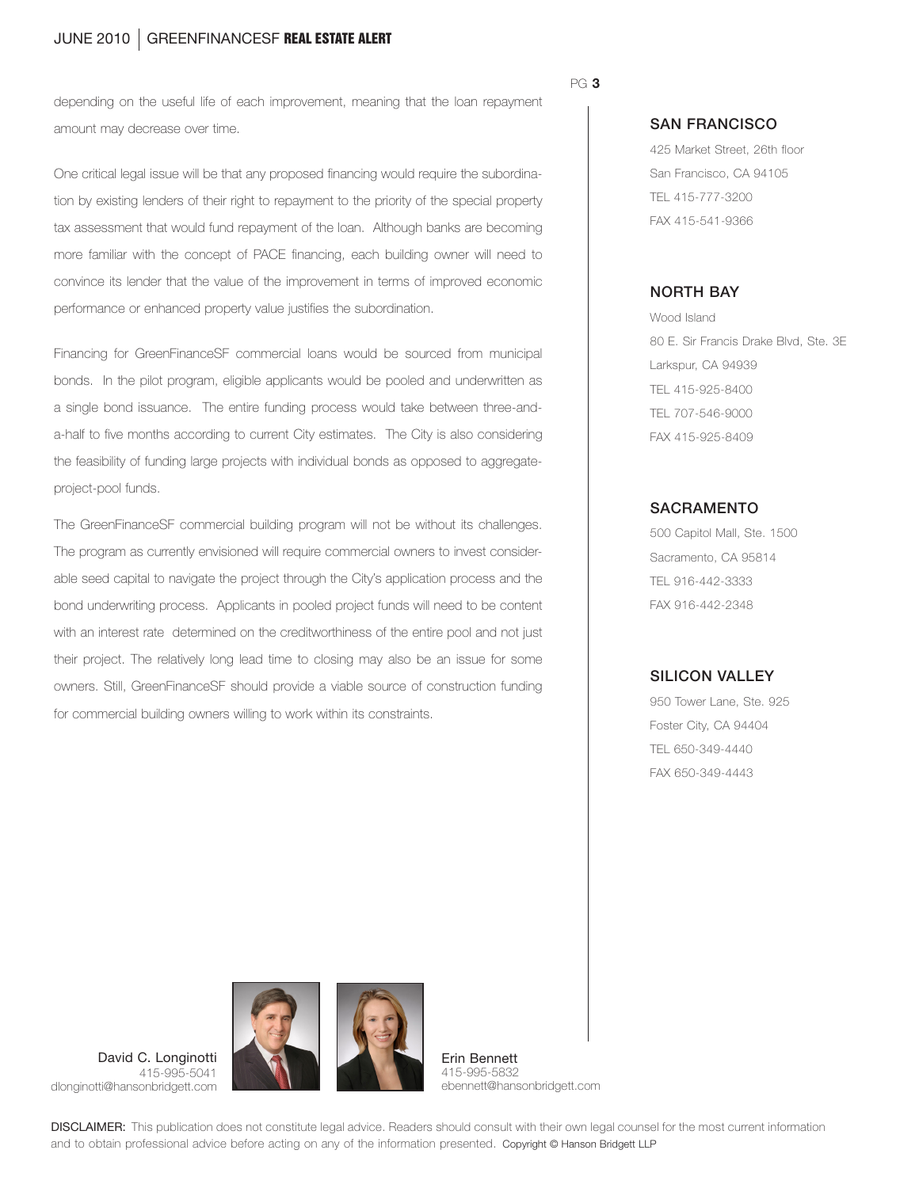depending on the useful life of each improvement, meaning that the loan repayment amount may decrease over time.

One critical legal issue will be that any proposed financing would require the subordination by existing lenders of their right to repayment to the priority of the special property tax assessment that would fund repayment of the loan. Although banks are becoming more familiar with the concept of PACE financing, each building owner will need to convince its lender that the value of the improvement in terms of improved economic performance or enhanced property value justifies the subordination.

Financing for GreenFinanceSF commercial loans would be sourced from municipal bonds. In the pilot program, eligible applicants would be pooled and underwritten as a single bond issuance. The entire funding process would take between three-and-a-half to five months according to current City estimates. The City is also considering the feasibility of funding large projects with individual bonds as opposed to aggregate-project-pool funds.

The GreenFinanceSF commercial building program will not be without its challenges. The program as currently envisioned will require commercial owners to invest considerable seed capital to navigate the project through the City's application process and the bond underwriting process. Applicants in pooled project funds will need to be content with an interest rate determined on the creditworthiness of the entire pool and not just their project. The relatively long lead time to closing may also be an issue for some owners. Still, GreenFinanceSF should provide a viable source of construction funding for commercial building owners willing to work within its constraints.

David C. Longinotti
415-995-5041
dlonginotti@hansonbridgett.com

Erin Bennett
415-995-5832
ebennett@hansonbridgett.com

### SAN FRANCISCO

425 Market Street, 26th floor
San Francisco, CA 94105
TEL 415-777-3200
FAX 415-541-9366

### NORTH BAY

Wood Island
80 E. Sir Francis Drake Blvd, Ste. 3E
Larkspur, CA 94939
TEL 415-925-8400
TEL 707-546-9000
FAX 415-925-8409

### SACRAMENTO

500 Capitol Mall, Ste. 1500
Sacramento, CA 95814
TEL 916-442-3333
FAX 916-442-2348

### SILICON VALLEY

950 Tower Lane, Ste. 925
Foster City, CA 94404
TEL 650-349-4440
FAX 650-349-4443

**DISCLAIMER:** This publication does not constitute legal advice. Readers should consult with their own legal counsel for the most current information and to obtain professional advice before acting on any of the information presented. Copyright © Hanson Bridgett LLP